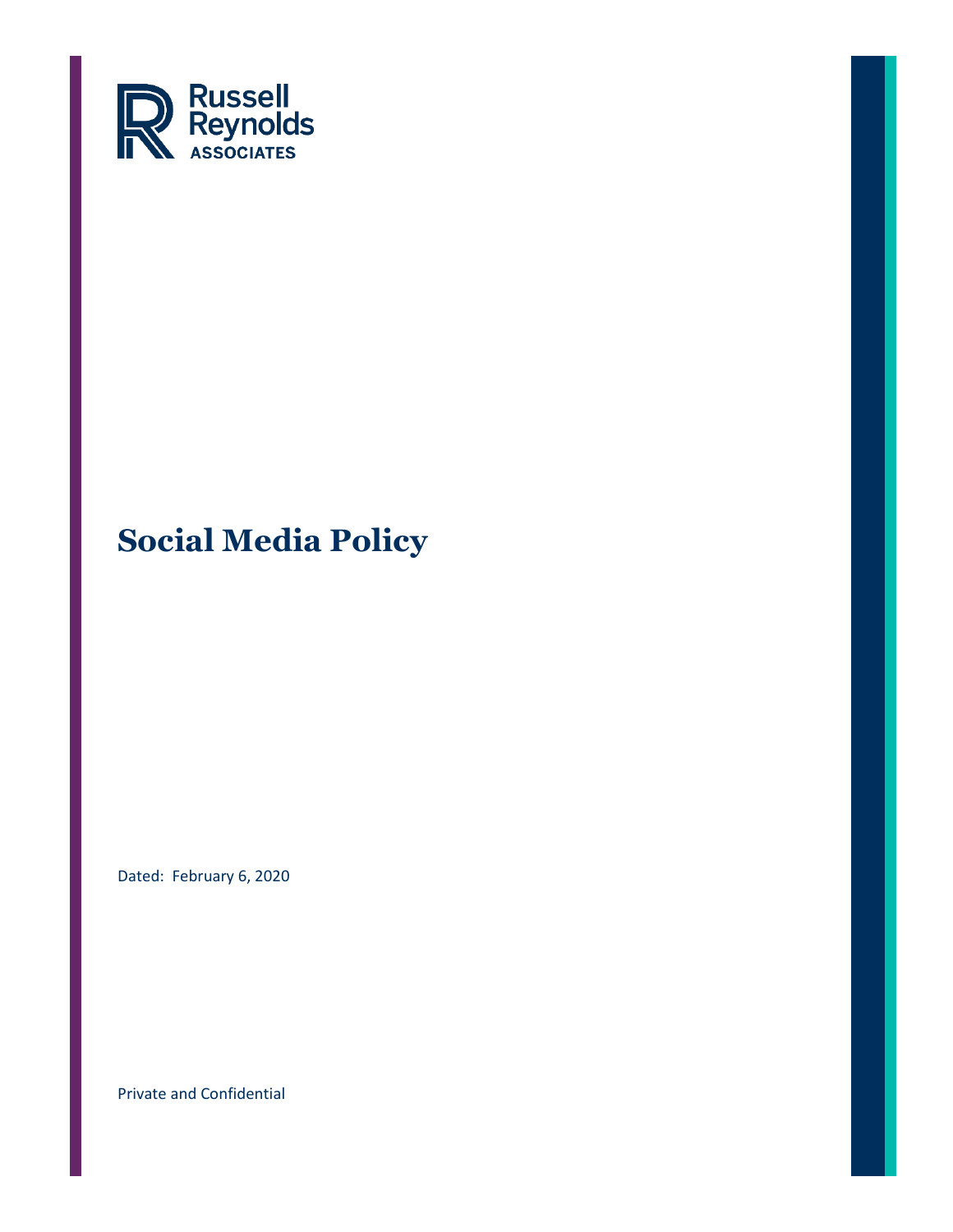Russell Reynolds ASSOCIATES

# Social Media Policy

Dated: February 6, 2020

Private and Confidential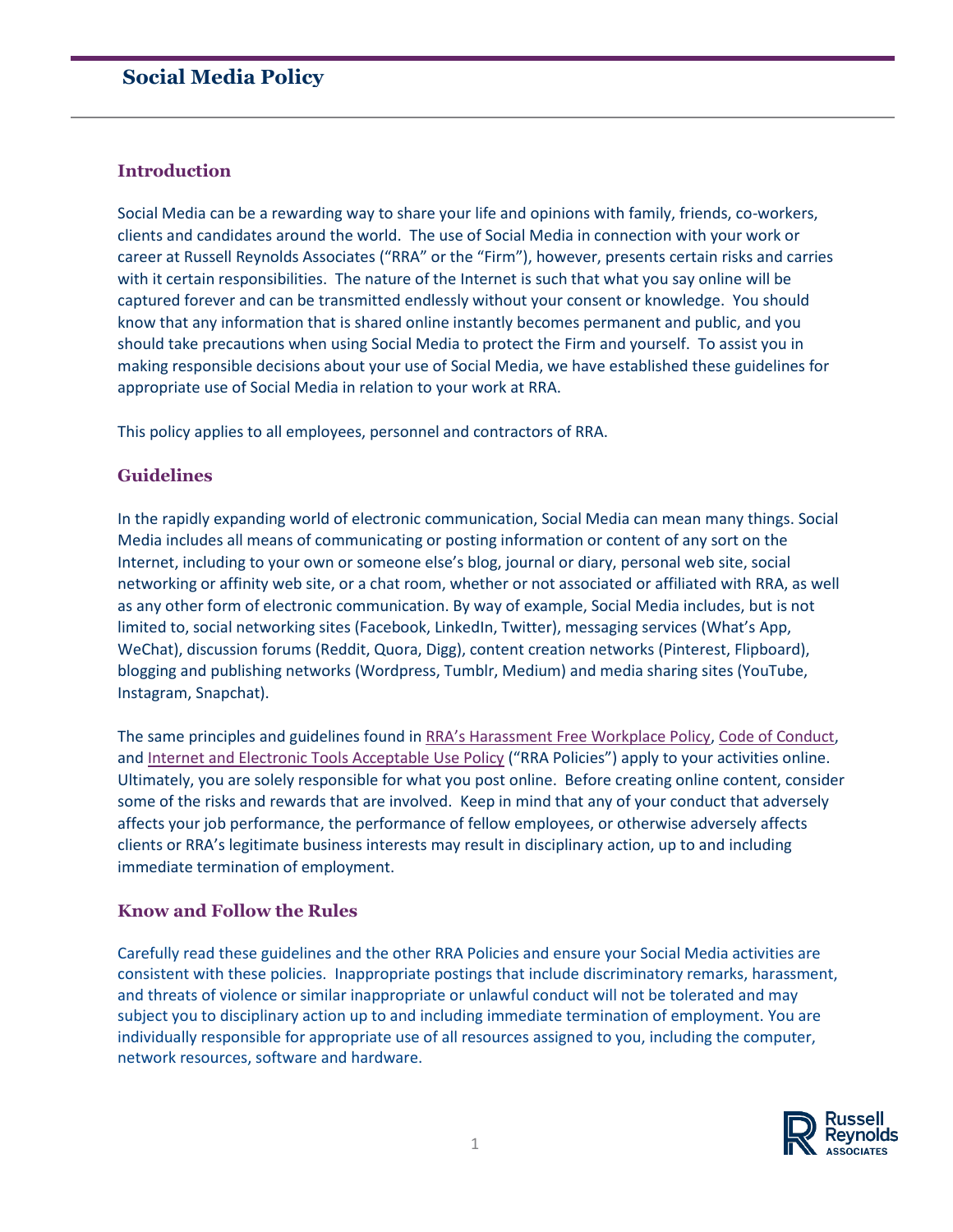# Social Media Policy

## Introduction

Social Media can be a rewarding way to share your life and opinions with family, friends, co-workers, clients and candidates around the world. The use of Social Media in connection with your work or career at Russell Reynolds Associates ("RRA" or the "Firm"), however, presents certain risks and carries with it certain responsibilities. The nature of the Internet is such that what you say online will be captured forever and can be transmitted endlessly without your consent or knowledge. You should know that any information that is shared online instantly becomes permanent and public, and you should take precautions when using Social Media to protect the Firm and yourself. To assist you in making responsible decisions about your use of Social Media, we have established these guidelines for appropriate use of Social Media in relation to your work at RRA.

This policy applies to all employees, personnel and contractors of RRA.

## Guidelines

In the rapidly expanding world of electronic communication, Social Media can mean many things. Social Media includes all means of communicating or posting information or content of any sort on the Internet, including to your own or someone else's blog, journal or diary, personal web site, social networking or affinity web site, or a chat room, whether or not associated or affiliated with RRA, as well as any other form of electronic communication. By way of example, Social Media includes, but is not limited to, social networking sites (Facebook, LinkedIn, Twitter), messaging services (What's App, WeChat), discussion forums (Reddit, Quora, Digg), content creation networks (Pinterest, Flipboard), blogging and publishing networks (Wordpress, Tumblr, Medium) and media sharing sites (YouTube, Instagram, Snapchat).

The same principles and guidelines found in RRA's Harassment Free Workplace Policy, Code of Conduct, and Internet and Electronic Tools Acceptable Use Policy ("RRA Policies") apply to your activities online. Ultimately, you are solely responsible for what you post online. Before creating online content, consider some of the risks and rewards that are involved. Keep in mind that any of your conduct that adversely affects your job performance, the performance of fellow employees, or otherwise adversely affects clients or RRA's legitimate business interests may result in disciplinary action, up to and including immediate termination of employment.

## Know and Follow the Rules

Carefully read these guidelines and the other RRA Policies and ensure your Social Media activities are consistent with these policies. Inappropriate postings that include discriminatory remarks, harassment, and threats of violence or similar inappropriate or unlawful conduct will not be tolerated and may subject you to disciplinary action up to and including immediate termination of employment. You are individually responsible for appropriate use of all resources assigned to you, including the computer, network resources, software and hardware.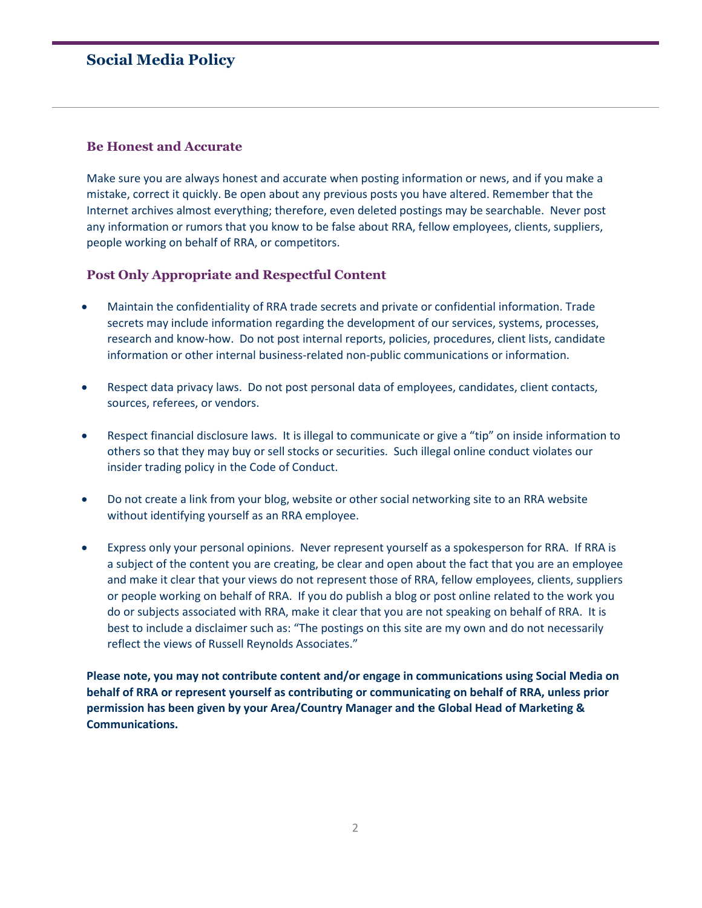## Social Media Policy

### Be Honest and Accurate

Make sure you are always honest and accurate when posting information or news, and if you make a mistake, correct it quickly. Be open about any previous posts you have altered. Remember that the Internet archives almost everything; therefore, even deleted postings may be searchable. Never post any information or rumors that you know to be false about RRA, fellow employees, clients, suppliers, people working on behalf of RRA, or competitors.

### Post Only Appropriate and Respectful Content

- Maintain the confidentiality of RRA trade secrets and private or confidential information. Trade secrets may include information regarding the development of our services, systems, processes, research and know-how. Do not post internal reports, policies, procedures, client lists, candidate information or other internal business-related non-public communications or information.

- Respect data privacy laws. Do not post personal data of employees, candidates, client contacts, sources, referees, or vendors.

- Respect financial disclosure laws. It is illegal to communicate or give a "tip" on inside information to others so that they may buy or sell stocks or securities. Such illegal online conduct violates our insider trading policy in the Code of Conduct.

- Do not create a link from your blog, website or other social networking site to an RRA website without identifying yourself as an RRA employee.

- Express only your personal opinions. Never represent yourself as a spokesperson for RRA. If RRA is a subject of the content you are creating, be clear and open about the fact that you are an employee and make it clear that your views do not represent those of RRA, fellow employees, clients, suppliers or people working on behalf of RRA. If you do publish a blog or post online related to the work you do or subjects associated with RRA, make it clear that you are not speaking on behalf of RRA. It is best to include a disclaimer such as: "The postings on this site are my own and do not necessarily reflect the views of Russell Reynolds Associates."

**Please note, you may not contribute content and/or engage in communications using Social Media on behalf of RRA or represent yourself as contributing or communicating on behalf of RRA, unless prior permission has been given by your Area/Country Manager and the Global Head of Marketing & Communications.**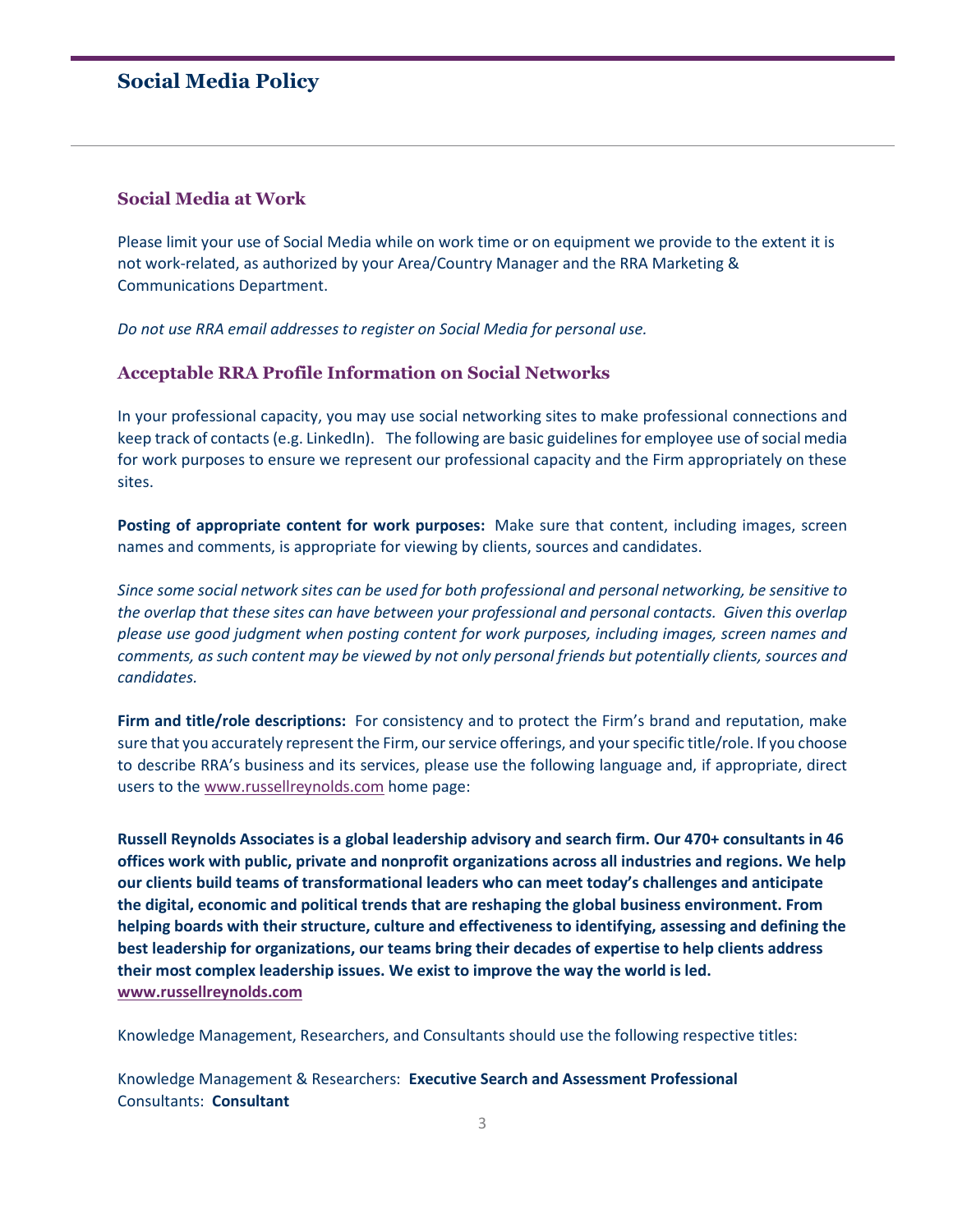# Social Media Policy

## Social Media at Work

Please limit your use of Social Media while on work time or on equipment we provide to the extent it is not work-related, as authorized by your Area/Country Manager and the RRA Marketing & Communications Department.

*Do not use RRA email addresses to register on Social Media for personal use.*

## Acceptable RRA Profile Information on Social Networks

In your professional capacity, you may use social networking sites to make professional connections and keep track of contacts (e.g. LinkedIn). The following are basic guidelines for employee use of social media for work purposes to ensure we represent our professional capacity and the Firm appropriately on these sites.

**Posting of appropriate content for work purposes:** Make sure that content, including images, screen names and comments, is appropriate for viewing by clients, sources and candidates.

*Since some social network sites can be used for both professional and personal networking, be sensitive to the overlap that these sites can have between your professional and personal contacts. Given this overlap please use good judgment when posting content for work purposes, including images, screen names and comments, as such content may be viewed by not only personal friends but potentially clients, sources and candidates.*

**Firm and title/role descriptions:** For consistency and to protect the Firm's brand and reputation, make sure that you accurately represent the Firm, our service offerings, and your specific title/role. If you choose to describe RRA's business and its services, please use the following language and, if appropriate, direct users to the www.russellreynolds.com home page:

**Russell Reynolds Associates is a global leadership advisory and search firm. Our 470+ consultants in 46 offices work with public, private and nonprofit organizations across all industries and regions. We help our clients build teams of transformational leaders who can meet today's challenges and anticipate the digital, economic and political trends that are reshaping the global business environment. From helping boards with their structure, culture and effectiveness to identifying, assessing and defining the best leadership for organizations, our teams bring their decades of expertise to help clients address their most complex leadership issues. We exist to improve the way the world is led. www.russellreynolds.com**

Knowledge Management, Researchers, and Consultants should use the following respective titles:

Knowledge Management & Researchers: **Executive Search and Assessment Professional**
Consultants: **Consultant**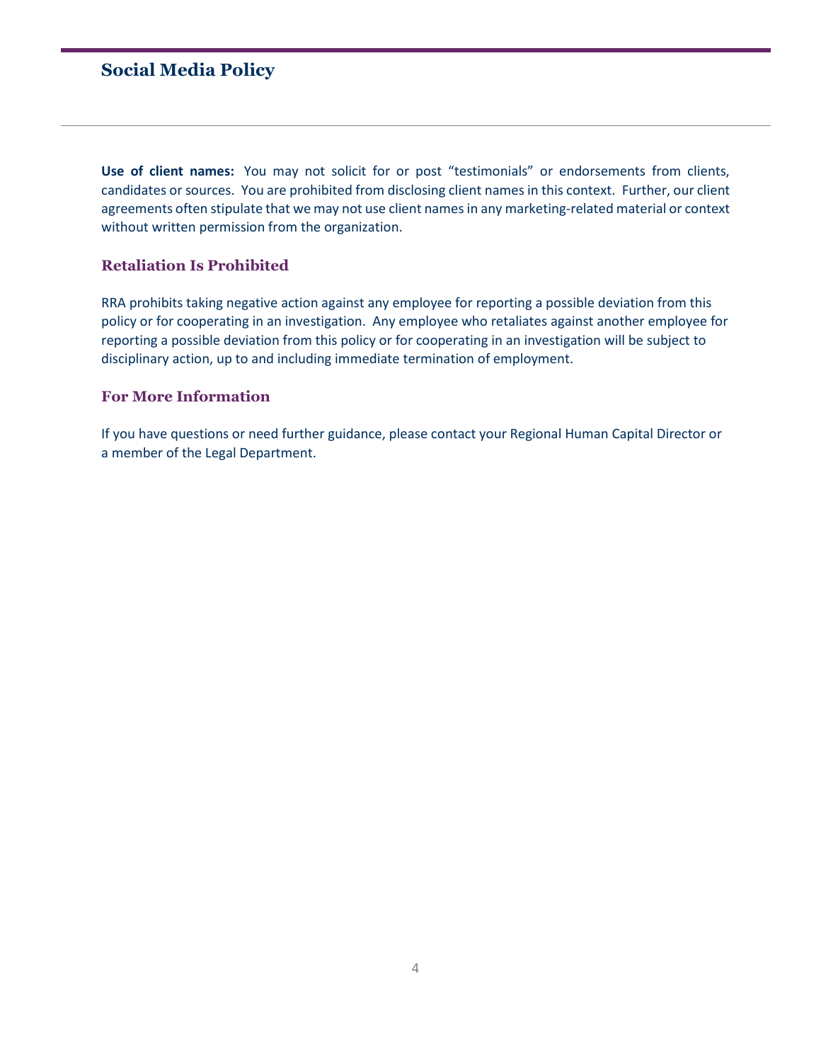**Use of client names:** You may not solicit for or post "testimonials" or endorsements from clients, candidates or sources. You are prohibited from disclosing client names in this context. Further, our client agreements often stipulate that we may not use client names in any marketing-related material or context without written permission from the organization.

## Retaliation Is Prohibited

RRA prohibits taking negative action against any employee for reporting a possible deviation from this policy or for cooperating in an investigation. Any employee who retaliates against another employee for reporting a possible deviation from this policy or for cooperating in an investigation will be subject to disciplinary action, up to and including immediate termination of employment.

## For More Information

If you have questions or need further guidance, please contact your Regional Human Capital Director or a member of the Legal Department.